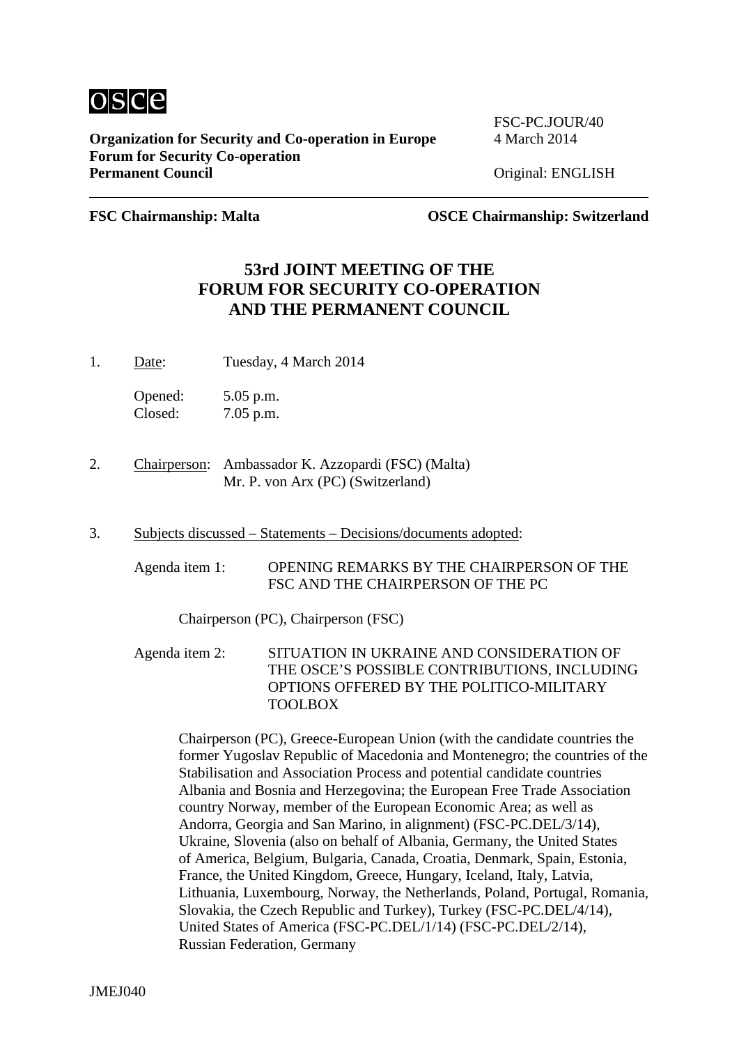**Organization for Security and Co-operation in Europe**
**Forum for Security Co-operation**
**Permanent Council**

FSC-PC.JOUR/40
4 March 2014

Original: ENGLISH

---

**FSC Chairmanship: Malta** **OSCE Chairmanship: Switzerland**

# 53rd JOINT MEETING OF THE FORUM FOR SECURITY CO-OPERATION AND THE PERMANENT COUNCIL

1. Date: Tuesday, 4 March 2014

   Opened: 5.05 p.m.
   Closed: 7.05 p.m.

2. Chairperson: Ambassador K. Azzopardi (FSC) (Malta)
   Mr. P. von Arx (PC) (Switzerland)

3. Subjects discussed – Statements – Decisions/documents adopted:

   Agenda item 1: OPENING REMARKS BY THE CHAIRPERSON OF THE FSC AND THE CHAIRPERSON OF THE PC

   Chairperson (PC), Chairperson (FSC)

   Agenda item 2: SITUATION IN UKRAINE AND CONSIDERATION OF THE OSCE'S POSSIBLE CONTRIBUTIONS, INCLUDING OPTIONS OFFERED BY THE POLITICO-MILITARY TOOLBOX

   Chairperson (PC), Greece-European Union (with the candidate countries the former Yugoslav Republic of Macedonia and Montenegro; the countries of the Stabilisation and Association Process and potential candidate countries Albania and Bosnia and Herzegovina; the European Free Trade Association country Norway, member of the European Economic Area; as well as Andorra, Georgia and San Marino, in alignment) (FSC-PC.DEL/3/14), Ukraine, Slovenia (also on behalf of Albania, Germany, the United States of America, Belgium, Bulgaria, Canada, Croatia, Denmark, Spain, Estonia, France, the United Kingdom, Greece, Hungary, Iceland, Italy, Latvia, Lithuania, Luxembourg, Norway, the Netherlands, Poland, Portugal, Romania, Slovakia, the Czech Republic and Turkey), Turkey (FSC-PC.DEL/4/14), United States of America (FSC-PC.DEL/1/14) (FSC-PC.DEL/2/14), Russian Federation, Germany

JMEJ040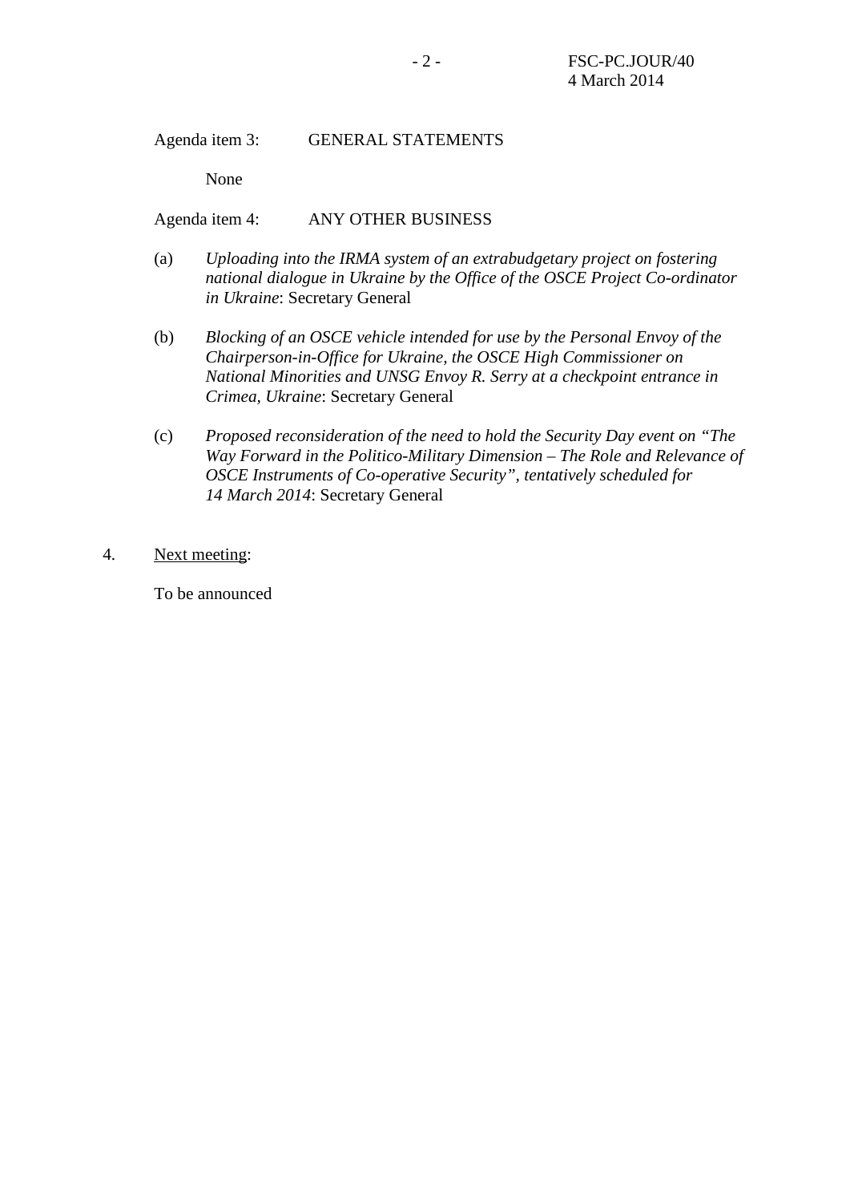Agenda item 3: GENERAL STATEMENTS

None

Agenda item 4: ANY OTHER BUSINESS

(a) *Uploading into the IRMA system of an extrabudgetary project on fostering national dialogue in Ukraine by the Office of the OSCE Project Co-ordinator in Ukraine*: Secretary General

(b) *Blocking of an OSCE vehicle intended for use by the Personal Envoy of the Chairperson-in-Office for Ukraine, the OSCE High Commissioner on National Minorities and UNSG Envoy R. Serry at a checkpoint entrance in Crimea, Ukraine*: Secretary General

(c) *Proposed reconsideration of the need to hold the Security Day event on "The Way Forward in the Politico-Military Dimension – The Role and Relevance of OSCE Instruments of Co-operative Security", tentatively scheduled for 14 March 2014*: Secretary General

4. Next meeting:

To be announced